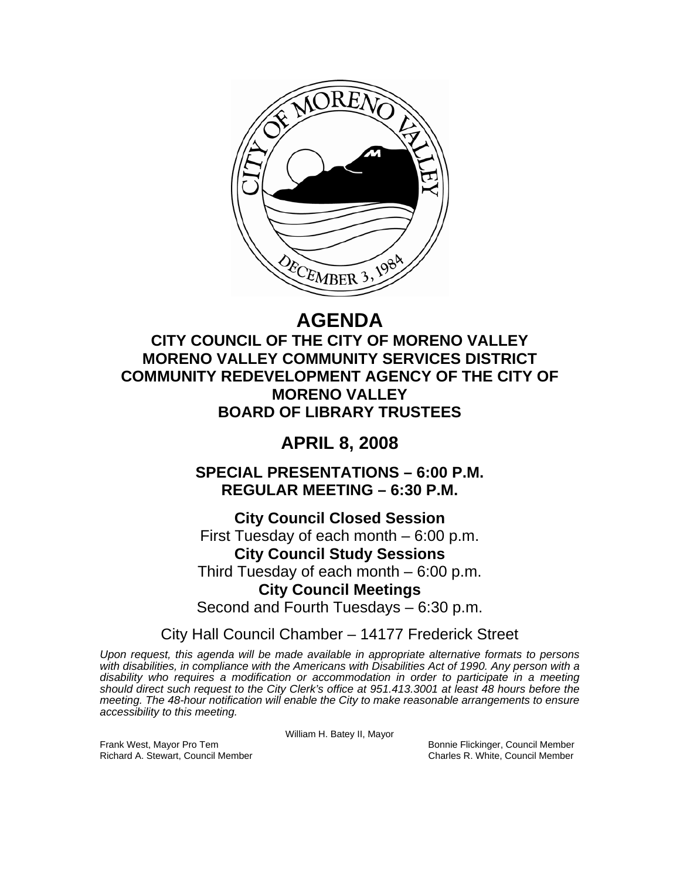# AGENDA

## CITY COUNCIL OF THE CITY OF MORENO VALLEY
## MORENO VALLEY COMMUNITY SERVICES DISTRICT
## COMMUNITY REDEVELOPMENT AGENCY OF THE CITY OF MORENO VALLEY
## BOARD OF LIBRARY TRUSTEES

# APRIL 8, 2008

## SPECIAL PRESENTATIONS – 6:00 P.M.
## REGULAR MEETING – 6:30 P.M.

**City Council Closed Session**
First Tuesday of each month – 6:00 p.m.
**City Council Study Sessions**
Third Tuesday of each month – 6:00 p.m.
**City Council Meetings**
Second and Fourth Tuesdays – 6:30 p.m.

City Hall Council Chamber – 14177 Frederick Street

*Upon request, this agenda will be made available in appropriate alternative formats to persons with disabilities, in compliance with the Americans with Disabilities Act of 1990. Any person with a disability who requires a modification or accommodation in order to participate in a meeting should direct such request to the City Clerk's office at 951.413.3001 at least 48 hours before the meeting. The 48-hour notification will enable the City to make reasonable arrangements to ensure accessibility to this meeting.*

William H. Batey II, Mayor

Frank West, Mayor Pro Tem
Richard A. Stewart, Council Member
Bonnie Flickinger, Council Member
Charles R. White, Council Member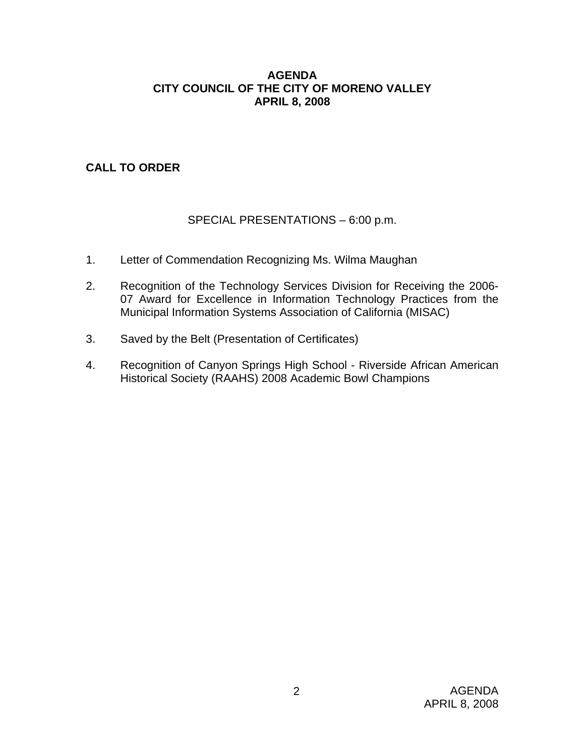# AGENDA
# CITY COUNCIL OF THE CITY OF MORENO VALLEY
# APRIL 8, 2008

## CALL TO ORDER

SPECIAL PRESENTATIONS – 6:00 p.m.

1. Letter of Commendation Recognizing Ms. Wilma Maughan

2. Recognition of the Technology Services Division for Receiving the 2006-07 Award for Excellence in Information Technology Practices from the Municipal Information Systems Association of California (MISAC)

3. Saved by the Belt (Presentation of Certificates)

4. Recognition of Canyon Springs High School - Riverside African American Historical Society (RAAHS) 2008 Academic Bowl Champions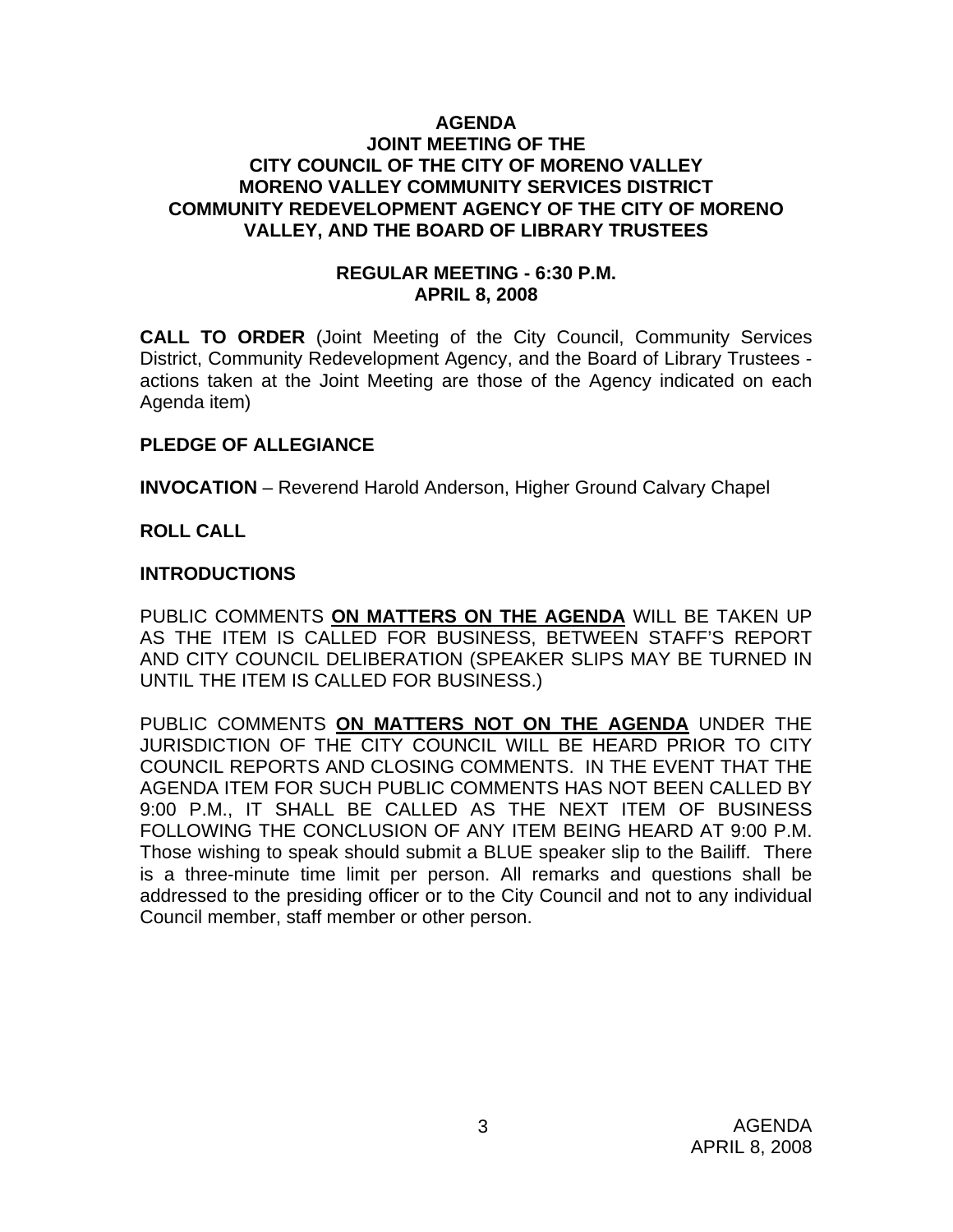# AGENDA
## JOINT MEETING OF THE CITY COUNCIL OF THE CITY OF MORENO VALLEY MORENO VALLEY COMMUNITY SERVICES DISTRICT COMMUNITY REDEVELOPMENT AGENCY OF THE CITY OF MORENO VALLEY, AND THE BOARD OF LIBRARY TRUSTEES

### REGULAR MEETING - 6:30 P.M.
### APRIL 8, 2008

**CALL TO ORDER** (Joint Meeting of the City Council, Community Services District, Community Redevelopment Agency, and the Board of Library Trustees - actions taken at the Joint Meeting are those of the Agency indicated on each Agenda item)

**PLEDGE OF ALLEGIANCE**

**INVOCATION** – Reverend Harold Anderson, Higher Ground Calvary Chapel

**ROLL CALL**

**INTRODUCTIONS**

PUBLIC COMMENTS **ON MATTERS ON THE AGENDA** WILL BE TAKEN UP AS THE ITEM IS CALLED FOR BUSINESS, BETWEEN STAFF'S REPORT AND CITY COUNCIL DELIBERATION (SPEAKER SLIPS MAY BE TURNED IN UNTIL THE ITEM IS CALLED FOR BUSINESS.)

PUBLIC COMMENTS **ON MATTERS NOT ON THE AGENDA** UNDER THE JURISDICTION OF THE CITY COUNCIL WILL BE HEARD PRIOR TO CITY COUNCIL REPORTS AND CLOSING COMMENTS. IN THE EVENT THAT THE AGENDA ITEM FOR SUCH PUBLIC COMMENTS HAS NOT BEEN CALLED BY 9:00 P.M., IT SHALL BE CALLED AS THE NEXT ITEM OF BUSINESS FOLLOWING THE CONCLUSION OF ANY ITEM BEING HEARD AT 9:00 P.M. Those wishing to speak should submit a BLUE speaker slip to the Bailiff. There is a three-minute time limit per person. All remarks and questions shall be addressed to the presiding officer or to the City Council and not to any individual Council member, staff member or other person.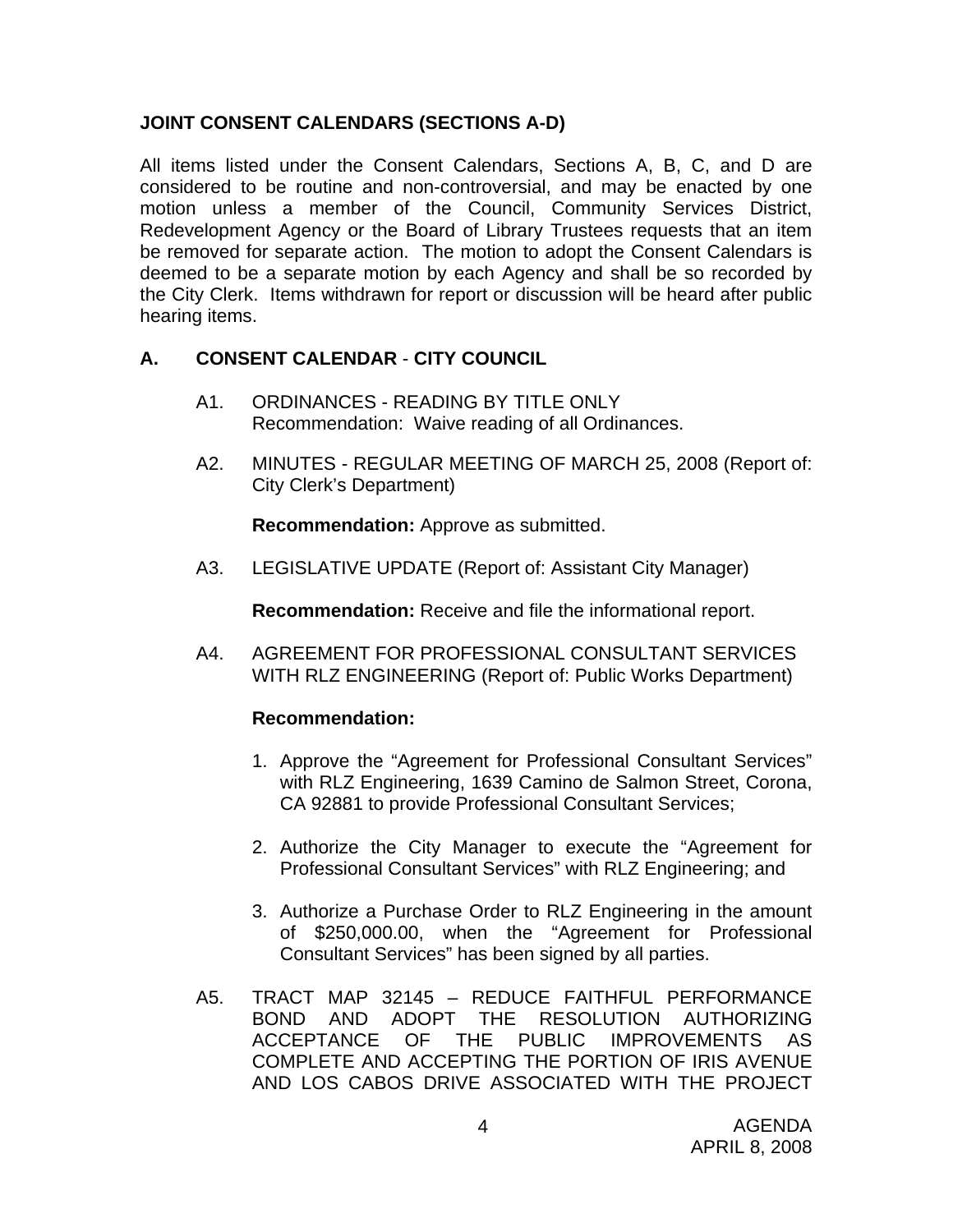## JOINT CONSENT CALENDARS (SECTIONS A-D)

All items listed under the Consent Calendars, Sections A, B, C, and D are considered to be routine and non-controversial, and may be enacted by one motion unless a member of the Council, Community Services District, Redevelopment Agency or the Board of Library Trustees requests that an item be removed for separate action. The motion to adopt the Consent Calendars is deemed to be a separate motion by each Agency and shall be so recorded by the City Clerk. Items withdrawn for report or discussion will be heard after public hearing items.

### A. CONSENT CALENDAR - CITY COUNCIL

A1. ORDINANCES - READING BY TITLE ONLY
Recommendation: Waive reading of all Ordinances.

A2. MINUTES - REGULAR MEETING OF MARCH 25, 2008 (Report of: City Clerk's Department)

**Recommendation:** Approve as submitted.

A3. LEGISLATIVE UPDATE (Report of: Assistant City Manager)

**Recommendation:** Receive and file the informational report.

A4. AGREEMENT FOR PROFESSIONAL CONSULTANT SERVICES WITH RLZ ENGINEERING (Report of: Public Works Department)

**Recommendation:**

1. Approve the "Agreement for Professional Consultant Services" with RLZ Engineering, 1639 Camino de Salmon Street, Corona, CA 92881 to provide Professional Consultant Services;
2. Authorize the City Manager to execute the "Agreement for Professional Consultant Services" with RLZ Engineering; and
3. Authorize a Purchase Order to RLZ Engineering in the amount of $250,000.00, when the "Agreement for Professional Consultant Services" has been signed by all parties.

A5. TRACT MAP 32145 – REDUCE FAITHFUL PERFORMANCE BOND AND ADOPT THE RESOLUTION AUTHORIZING ACCEPTANCE OF THE PUBLIC IMPROVEMENTS AS COMPLETE AND ACCEPTING THE PORTION OF IRIS AVENUE AND LOS CABOS DRIVE ASSOCIATED WITH THE PROJECT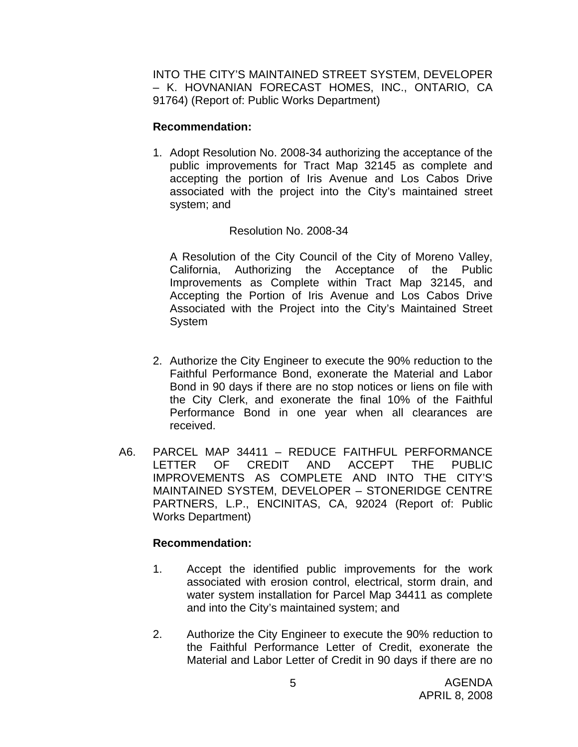INTO THE CITY'S MAINTAINED STREET SYSTEM, DEVELOPER – K. HOVNANIAN FORECAST HOMES, INC., ONTARIO, CA 91764) (Report of: Public Works Department)

**Recommendation:**

1. Adopt Resolution No. 2008-34 authorizing the acceptance of the public improvements for Tract Map 32145 as complete and accepting the portion of Iris Avenue and Los Cabos Drive associated with the project into the City's maintained street system; and

   Resolution No. 2008-34

   A Resolution of the City Council of the City of Moreno Valley, California, Authorizing the Acceptance of the Public Improvements as Complete within Tract Map 32145, and Accepting the Portion of Iris Avenue and Los Cabos Drive Associated with the Project into the City's Maintained Street System

2. Authorize the City Engineer to execute the 90% reduction to the Faithful Performance Bond, exonerate the Material and Labor Bond in 90 days if there are no stop notices or liens on file with the City Clerk, and exonerate the final 10% of the Faithful Performance Bond in one year when all clearances are received.

A6. PARCEL MAP 34411 – REDUCE FAITHFUL PERFORMANCE LETTER OF CREDIT AND ACCEPT THE PUBLIC IMPROVEMENTS AS COMPLETE AND INTO THE CITY'S MAINTAINED SYSTEM, DEVELOPER – STONERIDGE CENTRE PARTNERS, L.P., ENCINITAS, CA, 92024 (Report of: Public Works Department)

**Recommendation:**

1. Accept the identified public improvements for the work associated with erosion control, electrical, storm drain, and water system installation for Parcel Map 34411 as complete and into the City's maintained system; and

2. Authorize the City Engineer to execute the 90% reduction to the Faithful Performance Letter of Credit, exonerate the Material and Labor Letter of Credit in 90 days if there are no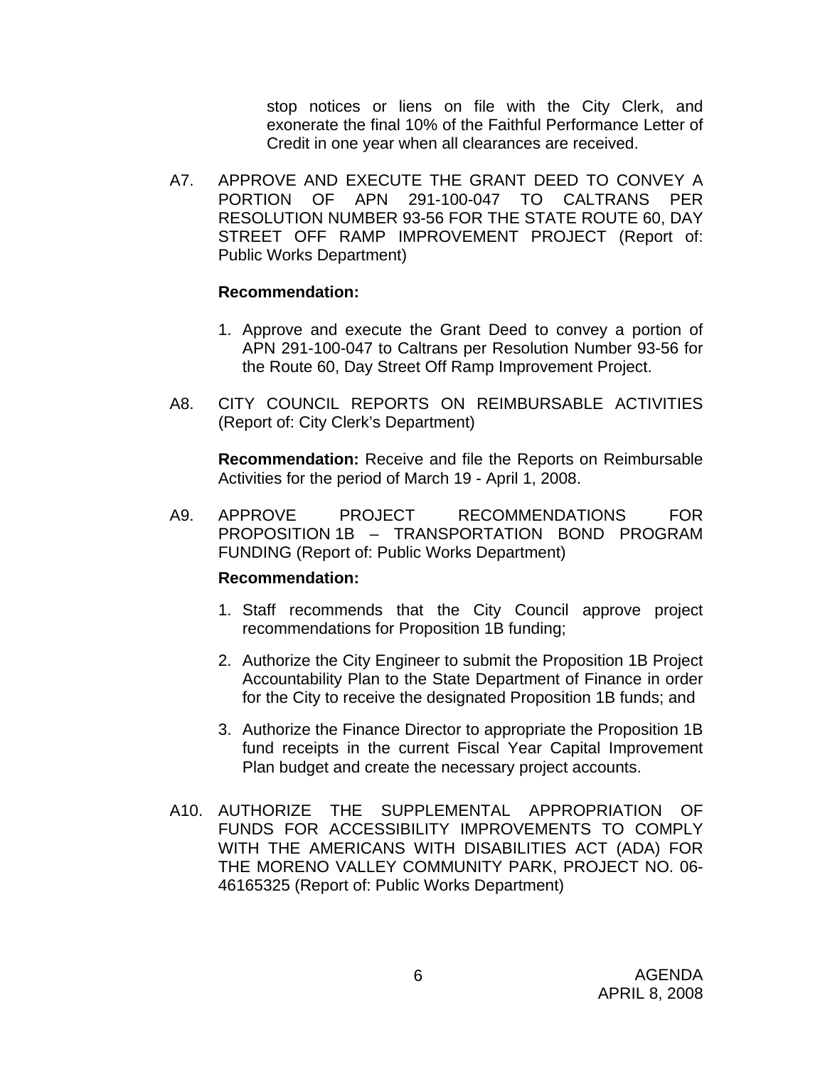stop notices or liens on file with the City Clerk, and exonerate the final 10% of the Faithful Performance Letter of Credit in one year when all clearances are received.

A7. APPROVE AND EXECUTE THE GRANT DEED TO CONVEY A PORTION OF APN 291-100-047 TO CALTRANS PER RESOLUTION NUMBER 93-56 FOR THE STATE ROUTE 60, DAY STREET OFF RAMP IMPROVEMENT PROJECT (Report of: Public Works Department)

**Recommendation:**

1. Approve and execute the Grant Deed to convey a portion of APN 291-100-047 to Caltrans per Resolution Number 93-56 for the Route 60, Day Street Off Ramp Improvement Project.

A8. CITY COUNCIL REPORTS ON REIMBURSABLE ACTIVITIES (Report of: City Clerk's Department)

**Recommendation:** Receive and file the Reports on Reimbursable Activities for the period of March 19 - April 1, 2008.

A9. APPROVE PROJECT RECOMMENDATIONS FOR PROPOSITION 1B – TRANSPORTATION BOND PROGRAM FUNDING (Report of: Public Works Department)

**Recommendation:**

1. Staff recommends that the City Council approve project recommendations for Proposition 1B funding;
2. Authorize the City Engineer to submit the Proposition 1B Project Accountability Plan to the State Department of Finance in order for the City to receive the designated Proposition 1B funds; and
3. Authorize the Finance Director to appropriate the Proposition 1B fund receipts in the current Fiscal Year Capital Improvement Plan budget and create the necessary project accounts.

A10. AUTHORIZE THE SUPPLEMENTAL APPROPRIATION OF FUNDS FOR ACCESSIBILITY IMPROVEMENTS TO COMPLY WITH THE AMERICANS WITH DISABILITIES ACT (ADA) FOR THE MORENO VALLEY COMMUNITY PARK, PROJECT NO. 06-46165325 (Report of: Public Works Department)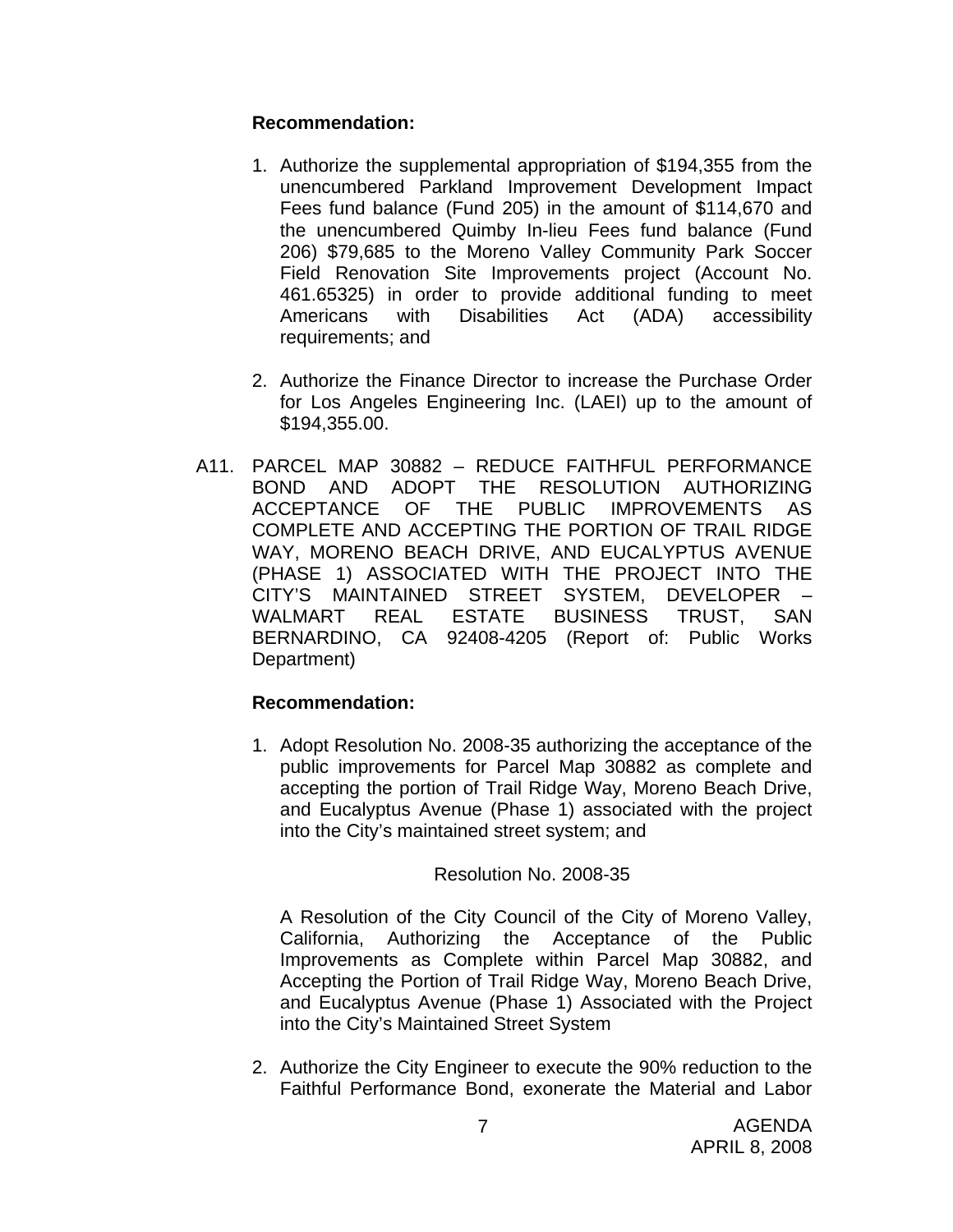**Recommendation:**

1. Authorize the supplemental appropriation of $194,355 from the unencumbered Parkland Improvement Development Impact Fees fund balance (Fund 205) in the amount of $114,670 and the unencumbered Quimby In-lieu Fees fund balance (Fund 206) $79,685 to the Moreno Valley Community Park Soccer Field Renovation Site Improvements project (Account No. 461.65325) in order to provide additional funding to meet Americans with Disabilities Act (ADA) accessibility requirements; and

2. Authorize the Finance Director to increase the Purchase Order for Los Angeles Engineering Inc. (LAEI) up to the amount of $194,355.00.

A11. PARCEL MAP 30882 – REDUCE FAITHFUL PERFORMANCE BOND AND ADOPT THE RESOLUTION AUTHORIZING ACCEPTANCE OF THE PUBLIC IMPROVEMENTS AS COMPLETE AND ACCEPTING THE PORTION OF TRAIL RIDGE WAY, MORENO BEACH DRIVE, AND EUCALYPTUS AVENUE (PHASE 1) ASSOCIATED WITH THE PROJECT INTO THE CITY'S MAINTAINED STREET SYSTEM, DEVELOPER – WALMART REAL ESTATE BUSINESS TRUST, SAN BERNARDINO, CA 92408-4205 (Report of: Public Works Department)

**Recommendation:**

1. Adopt Resolution No. 2008-35 authorizing the acceptance of the public improvements for Parcel Map 30882 as complete and accepting the portion of Trail Ridge Way, Moreno Beach Drive, and Eucalyptus Avenue (Phase 1) associated with the project into the City's maintained street system; and

   Resolution No. 2008-35

   A Resolution of the City Council of the City of Moreno Valley, California, Authorizing the Acceptance of the Public Improvements as Complete within Parcel Map 30882, and Accepting the Portion of Trail Ridge Way, Moreno Beach Drive, and Eucalyptus Avenue (Phase 1) Associated with the Project into the City's Maintained Street System

2. Authorize the City Engineer to execute the 90% reduction to the Faithful Performance Bond, exonerate the Material and Labor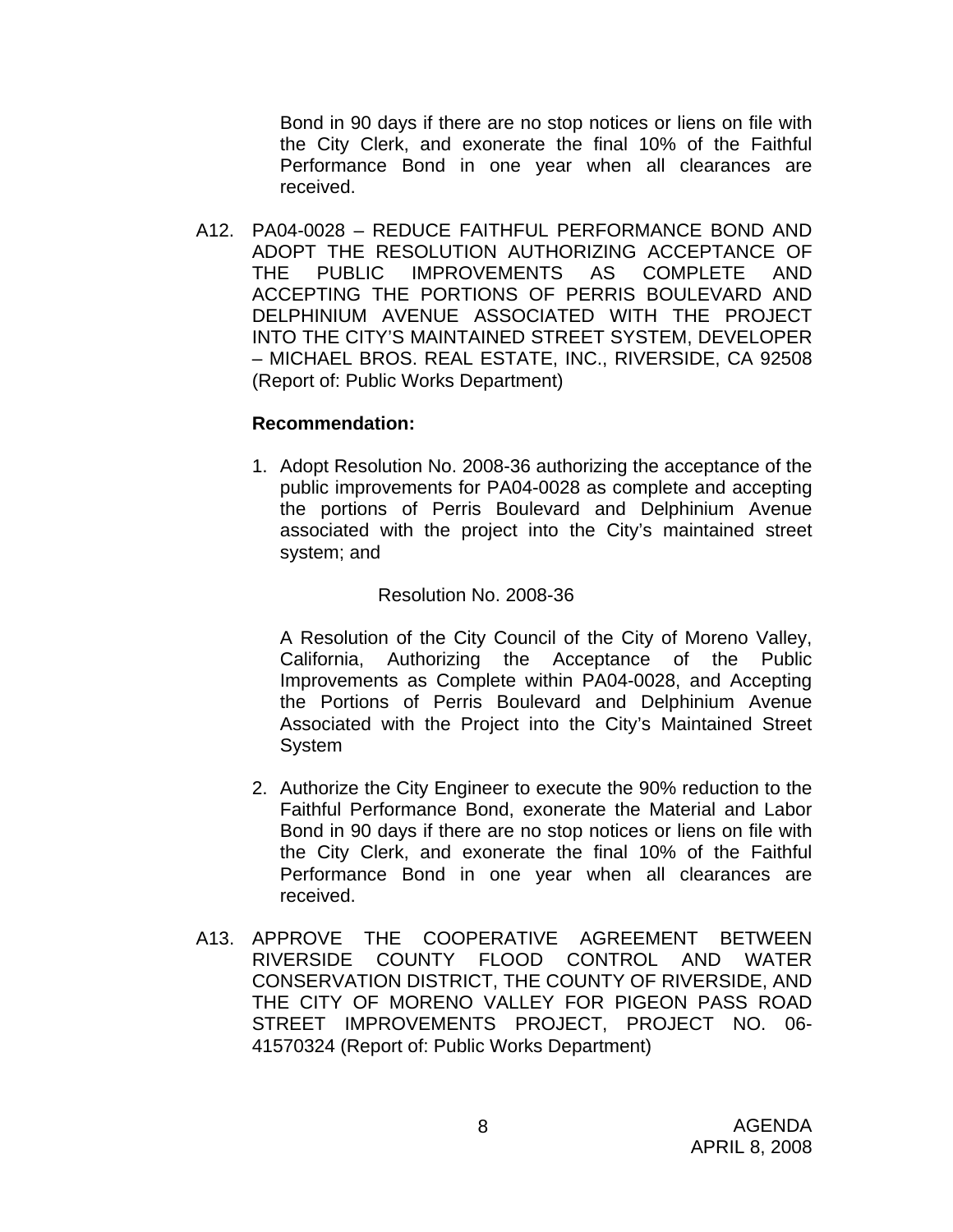Bond in 90 days if there are no stop notices or liens on file with the City Clerk, and exonerate the final 10% of the Faithful Performance Bond in one year when all clearances are received.

A12. PA04-0028 – REDUCE FAITHFUL PERFORMANCE BOND AND ADOPT THE RESOLUTION AUTHORIZING ACCEPTANCE OF THE PUBLIC IMPROVEMENTS AS COMPLETE AND ACCEPTING THE PORTIONS OF PERRIS BOULEVARD AND DELPHINIUM AVENUE ASSOCIATED WITH THE PROJECT INTO THE CITY'S MAINTAINED STREET SYSTEM, DEVELOPER – MICHAEL BROS. REAL ESTATE, INC., RIVERSIDE, CA 92508 (Report of: Public Works Department)

**Recommendation:**

1. Adopt Resolution No. 2008-36 authorizing the acceptance of the public improvements for PA04-0028 as complete and accepting the portions of Perris Boulevard and Delphinium Avenue associated with the project into the City's maintained street system; and

   Resolution No. 2008-36

   A Resolution of the City Council of the City of Moreno Valley, California, Authorizing the Acceptance of the Public Improvements as Complete within PA04-0028, and Accepting the Portions of Perris Boulevard and Delphinium Avenue Associated with the Project into the City's Maintained Street System

2. Authorize the City Engineer to execute the 90% reduction to the Faithful Performance Bond, exonerate the Material and Labor Bond in 90 days if there are no stop notices or liens on file with the City Clerk, and exonerate the final 10% of the Faithful Performance Bond in one year when all clearances are received.

A13. APPROVE THE COOPERATIVE AGREEMENT BETWEEN RIVERSIDE COUNTY FLOOD CONTROL AND WATER CONSERVATION DISTRICT, THE COUNTY OF RIVERSIDE, AND THE CITY OF MORENO VALLEY FOR PIGEON PASS ROAD STREET IMPROVEMENTS PROJECT, PROJECT NO. 06-41570324 (Report of: Public Works Department)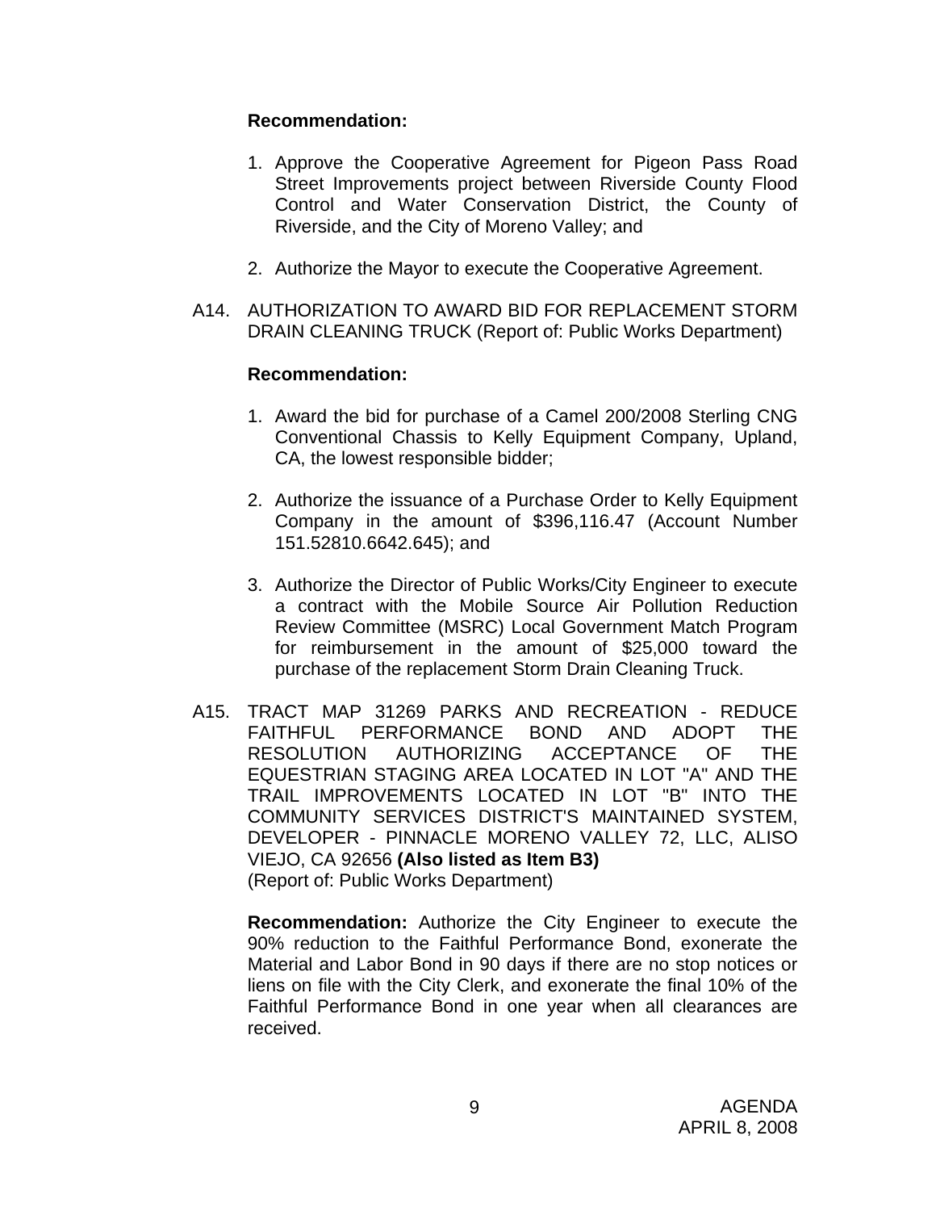**Recommendation:**

1. Approve the Cooperative Agreement for Pigeon Pass Road Street Improvements project between Riverside County Flood Control and Water Conservation District, the County of Riverside, and the City of Moreno Valley; and

2. Authorize the Mayor to execute the Cooperative Agreement.

A14. AUTHORIZATION TO AWARD BID FOR REPLACEMENT STORM DRAIN CLEANING TRUCK (Report of: Public Works Department)

**Recommendation:**

1. Award the bid for purchase of a Camel 200/2008 Sterling CNG Conventional Chassis to Kelly Equipment Company, Upland, CA, the lowest responsible bidder;

2. Authorize the issuance of a Purchase Order to Kelly Equipment Company in the amount of $396,116.47 (Account Number 151.52810.6642.645); and

3. Authorize the Director of Public Works/City Engineer to execute a contract with the Mobile Source Air Pollution Reduction Review Committee (MSRC) Local Government Match Program for reimbursement in the amount of $25,000 toward the purchase of the replacement Storm Drain Cleaning Truck.

A15. TRACT MAP 31269 PARKS AND RECREATION - REDUCE FAITHFUL PERFORMANCE BOND AND ADOPT THE RESOLUTION AUTHORIZING ACCEPTANCE OF THE EQUESTRIAN STAGING AREA LOCATED IN LOT "A" AND THE TRAIL IMPROVEMENTS LOCATED IN LOT "B" INTO THE COMMUNITY SERVICES DISTRICT'S MAINTAINED SYSTEM, DEVELOPER - PINNACLE MORENO VALLEY 72, LLC, ALISO VIEJO, CA 92656 **(Also listed as Item B3)**
(Report of: Public Works Department)

**Recommendation:** Authorize the City Engineer to execute the 90% reduction to the Faithful Performance Bond, exonerate the Material and Labor Bond in 90 days if there are no stop notices or liens on file with the City Clerk, and exonerate the final 10% of the Faithful Performance Bond in one year when all clearances are received.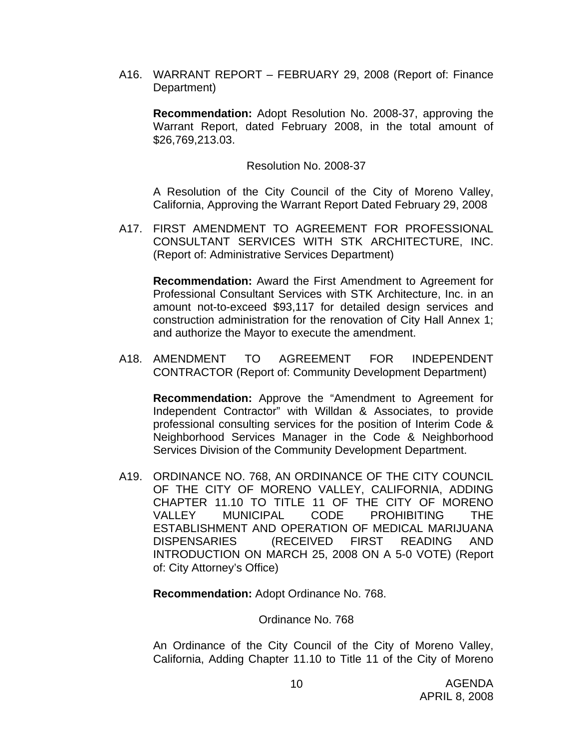A16. WARRANT REPORT – FEBRUARY 29, 2008 (Report of: Finance Department)

**Recommendation:** Adopt Resolution No. 2008-37, approving the Warrant Report, dated February 2008, in the total amount of $26,769,213.03.

Resolution No. 2008-37

A Resolution of the City Council of the City of Moreno Valley, California, Approving the Warrant Report Dated February 29, 2008

A17. FIRST AMENDMENT TO AGREEMENT FOR PROFESSIONAL CONSULTANT SERVICES WITH STK ARCHITECTURE, INC. (Report of: Administrative Services Department)

**Recommendation:** Award the First Amendment to Agreement for Professional Consultant Services with STK Architecture, Inc. in an amount not-to-exceed $93,117 for detailed design services and construction administration for the renovation of City Hall Annex 1; and authorize the Mayor to execute the amendment.

A18. AMENDMENT TO AGREEMENT FOR INDEPENDENT CONTRACTOR (Report of: Community Development Department)

**Recommendation:** Approve the "Amendment to Agreement for Independent Contractor" with Willdan & Associates, to provide professional consulting services for the position of Interim Code & Neighborhood Services Manager in the Code & Neighborhood Services Division of the Community Development Department.

A19. ORDINANCE NO. 768, AN ORDINANCE OF THE CITY COUNCIL OF THE CITY OF MORENO VALLEY, CALIFORNIA, ADDING CHAPTER 11.10 TO TITLE 11 OF THE CITY OF MORENO VALLEY MUNICIPAL CODE PROHIBITING THE ESTABLISHMENT AND OPERATION OF MEDICAL MARIJUANA DISPENSARIES (RECEIVED FIRST READING AND INTRODUCTION ON MARCH 25, 2008 ON A 5-0 VOTE) (Report of: City Attorney's Office)

**Recommendation:** Adopt Ordinance No. 768.

Ordinance No. 768

An Ordinance of the City Council of the City of Moreno Valley, California, Adding Chapter 11.10 to Title 11 of the City of Moreno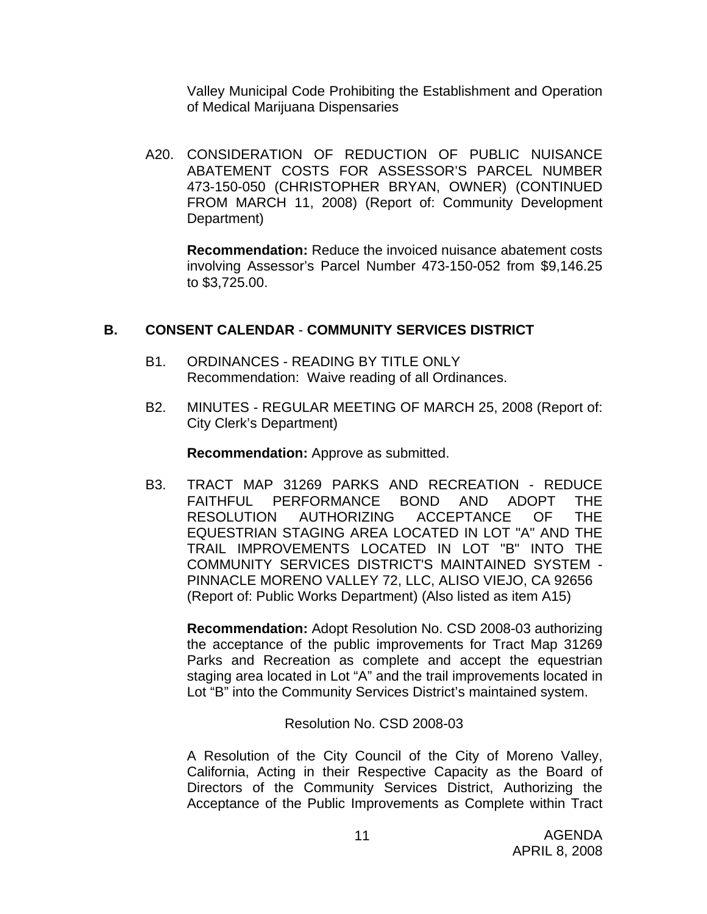Valley Municipal Code Prohibiting the Establishment and Operation of Medical Marijuana Dispensaries

A20. CONSIDERATION OF REDUCTION OF PUBLIC NUISANCE ABATEMENT COSTS FOR ASSESSOR'S PARCEL NUMBER 473-150-050 (CHRISTOPHER BRYAN, OWNER) (CONTINUED FROM MARCH 11, 2008) (Report of: Community Development Department)

**Recommendation:** Reduce the invoiced nuisance abatement costs involving Assessor's Parcel Number 473-150-052 from $9,146.25 to $3,725.00.

## B. CONSENT CALENDAR - COMMUNITY SERVICES DISTRICT

B1. ORDINANCES - READING BY TITLE ONLY
Recommendation: Waive reading of all Ordinances.

B2. MINUTES - REGULAR MEETING OF MARCH 25, 2008 (Report of: City Clerk's Department)

**Recommendation:** Approve as submitted.

B3. TRACT MAP 31269 PARKS AND RECREATION - REDUCE FAITHFUL PERFORMANCE BOND AND ADOPT THE RESOLUTION AUTHORIZING ACCEPTANCE OF THE EQUESTRIAN STAGING AREA LOCATED IN LOT "A" AND THE TRAIL IMPROVEMENTS LOCATED IN LOT "B" INTO THE COMMUNITY SERVICES DISTRICT'S MAINTAINED SYSTEM - PINNACLE MORENO VALLEY 72, LLC, ALISO VIEJO, CA 92656 (Report of: Public Works Department) (Also listed as item A15)

**Recommendation:** Adopt Resolution No. CSD 2008-03 authorizing the acceptance of the public improvements for Tract Map 31269 Parks and Recreation as complete and accept the equestrian staging area located in Lot "A" and the trail improvements located in Lot "B" into the Community Services District's maintained system.

Resolution No. CSD 2008-03

A Resolution of the City Council of the City of Moreno Valley, California, Acting in their Respective Capacity as the Board of Directors of the Community Services District, Authorizing the Acceptance of the Public Improvements as Complete within Tract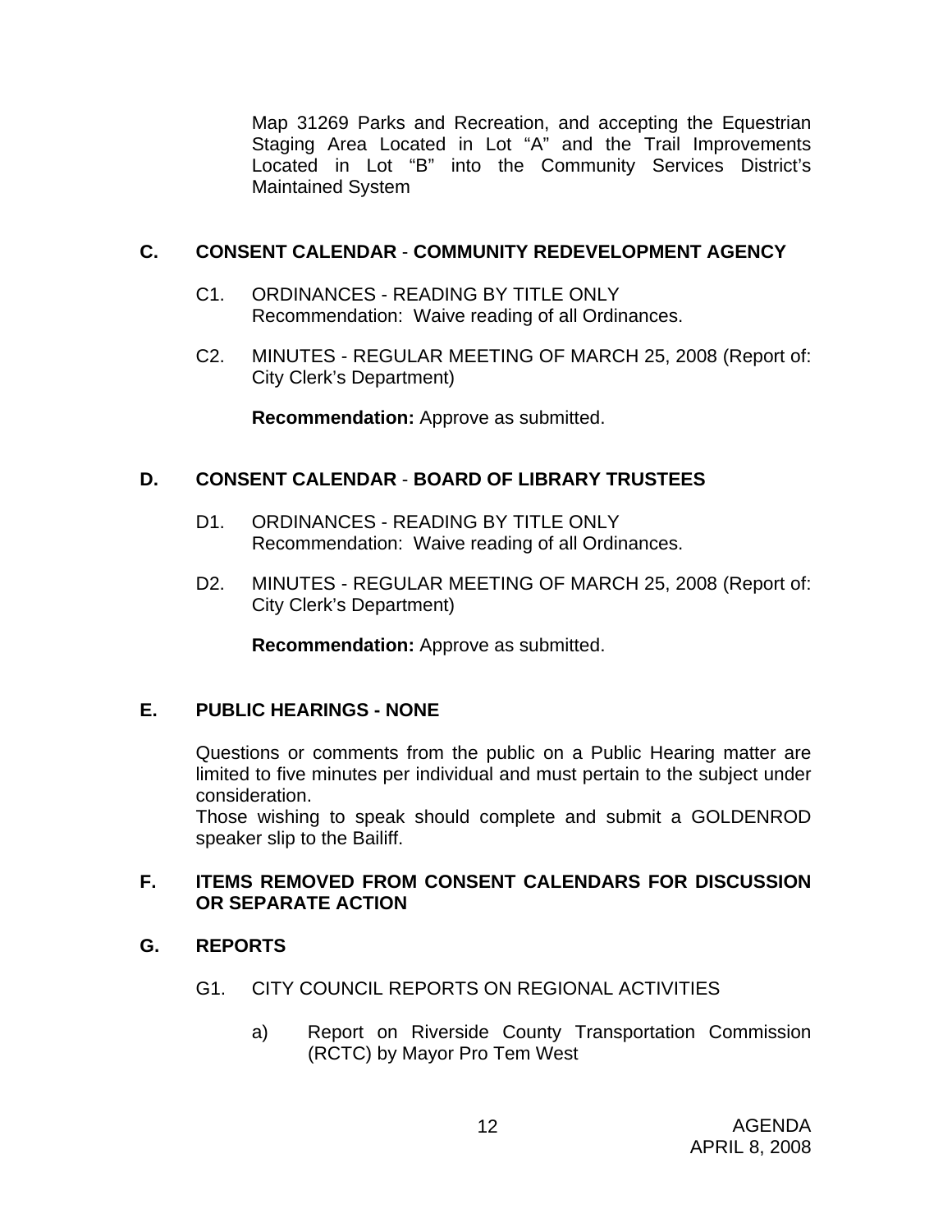Map 31269 Parks and Recreation, and accepting the Equestrian Staging Area Located in Lot "A" and the Trail Improvements Located in Lot "B" into the Community Services District's Maintained System

## C. CONSENT CALENDAR - COMMUNITY REDEVELOPMENT AGENCY

C1. ORDINANCES - READING BY TITLE ONLY
Recommendation: Waive reading of all Ordinances.

C2. MINUTES - REGULAR MEETING OF MARCH 25, 2008 (Report of: City Clerk's Department)

**Recommendation:** Approve as submitted.

## D. CONSENT CALENDAR - BOARD OF LIBRARY TRUSTEES

D1. ORDINANCES - READING BY TITLE ONLY
Recommendation: Waive reading of all Ordinances.

D2. MINUTES - REGULAR MEETING OF MARCH 25, 2008 (Report of: City Clerk's Department)

**Recommendation:** Approve as submitted.

## E. PUBLIC HEARINGS - NONE

Questions or comments from the public on a Public Hearing matter are limited to five minutes per individual and must pertain to the subject under consideration.
Those wishing to speak should complete and submit a GOLDENROD speaker slip to the Bailiff.

## F. ITEMS REMOVED FROM CONSENT CALENDARS FOR DISCUSSION OR SEPARATE ACTION

## G. REPORTS

G1. CITY COUNCIL REPORTS ON REGIONAL ACTIVITIES

a) Report on Riverside County Transportation Commission (RCTC) by Mayor Pro Tem West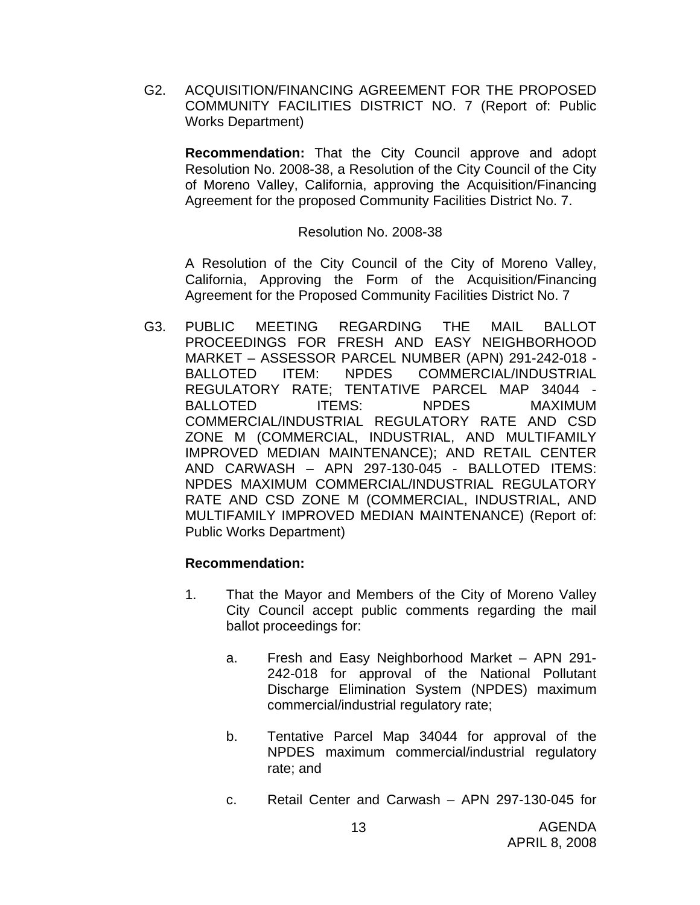G2. ACQUISITION/FINANCING AGREEMENT FOR THE PROPOSED COMMUNITY FACILITIES DISTRICT NO. 7 (Report of: Public Works Department)

**Recommendation:** That the City Council approve and adopt Resolution No. 2008-38, a Resolution of the City Council of the City of Moreno Valley, California, approving the Acquisition/Financing Agreement for the proposed Community Facilities District No. 7.

Resolution No. 2008-38

A Resolution of the City Council of the City of Moreno Valley, California, Approving the Form of the Acquisition/Financing Agreement for the Proposed Community Facilities District No. 7

G3. PUBLIC MEETING REGARDING THE MAIL BALLOT PROCEEDINGS FOR FRESH AND EASY NEIGHBORHOOD MARKET – ASSESSOR PARCEL NUMBER (APN) 291-242-018 - BALLOTED ITEM: NPDES COMMERCIAL/INDUSTRIAL REGULATORY RATE; TENTATIVE PARCEL MAP 34044 - BALLOTED ITEMS: NPDES MAXIMUM COMMERCIAL/INDUSTRIAL REGULATORY RATE AND CSD ZONE M (COMMERCIAL, INDUSTRIAL, AND MULTIFAMILY IMPROVED MEDIAN MAINTENANCE); AND RETAIL CENTER AND CARWASH – APN 297-130-045 - BALLOTED ITEMS: NPDES MAXIMUM COMMERCIAL/INDUSTRIAL REGULATORY RATE AND CSD ZONE M (COMMERCIAL, INDUSTRIAL, AND MULTIFAMILY IMPROVED MEDIAN MAINTENANCE) (Report of: Public Works Department)

**Recommendation:**

1. That the Mayor and Members of the City of Moreno Valley City Council accept public comments regarding the mail ballot proceedings for:

   a. Fresh and Easy Neighborhood Market – APN 291-242-018 for approval of the National Pollutant Discharge Elimination System (NPDES) maximum commercial/industrial regulatory rate;

   b. Tentative Parcel Map 34044 for approval of the NPDES maximum commercial/industrial regulatory rate; and

   c. Retail Center and Carwash – APN 297-130-045 for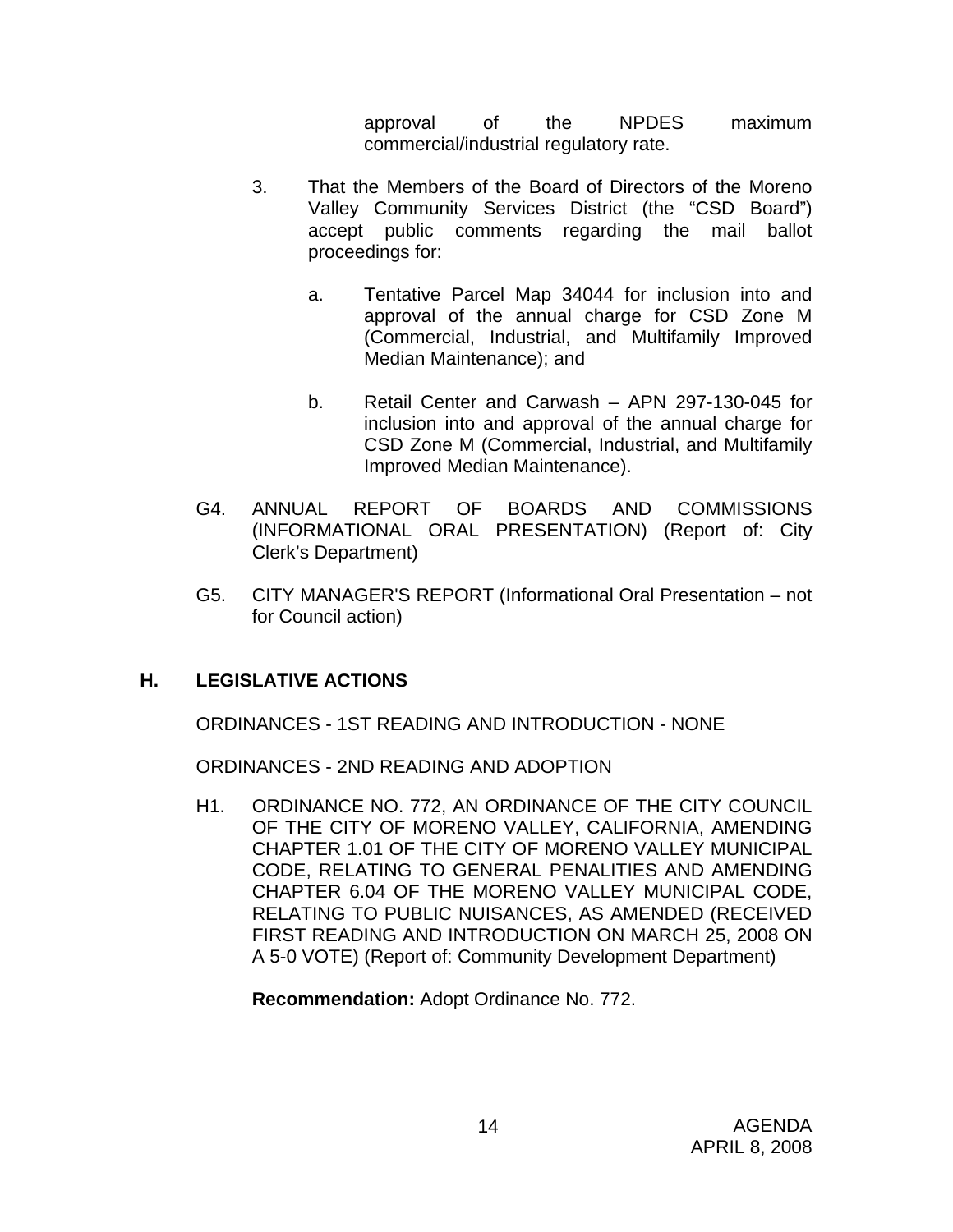approval of the NPDES maximum commercial/industrial regulatory rate.

3. That the Members of the Board of Directors of the Moreno Valley Community Services District (the "CSD Board") accept public comments regarding the mail ballot proceedings for:

   a. Tentative Parcel Map 34044 for inclusion into and approval of the annual charge for CSD Zone M (Commercial, Industrial, and Multifamily Improved Median Maintenance); and

   b. Retail Center and Carwash – APN 297-130-045 for inclusion into and approval of the annual charge for CSD Zone M (Commercial, Industrial, and Multifamily Improved Median Maintenance).

G4. ANNUAL REPORT OF BOARDS AND COMMISSIONS (INFORMATIONAL ORAL PRESENTATION) (Report of: City Clerk's Department)

G5. CITY MANAGER'S REPORT (Informational Oral Presentation – not for Council action)

## H. LEGISLATIVE ACTIONS

ORDINANCES - 1ST READING AND INTRODUCTION - NONE

ORDINANCES - 2ND READING AND ADOPTION

H1. ORDINANCE NO. 772, AN ORDINANCE OF THE CITY COUNCIL OF THE CITY OF MORENO VALLEY, CALIFORNIA, AMENDING CHAPTER 1.01 OF THE CITY OF MORENO VALLEY MUNICIPAL CODE, RELATING TO GENERAL PENALITIES AND AMENDING CHAPTER 6.04 OF THE MORENO VALLEY MUNICIPAL CODE, RELATING TO PUBLIC NUISANCES, AS AMENDED (RECEIVED FIRST READING AND INTRODUCTION ON MARCH 25, 2008 ON A 5-0 VOTE) (Report of: Community Development Department)

**Recommendation:** Adopt Ordinance No. 772.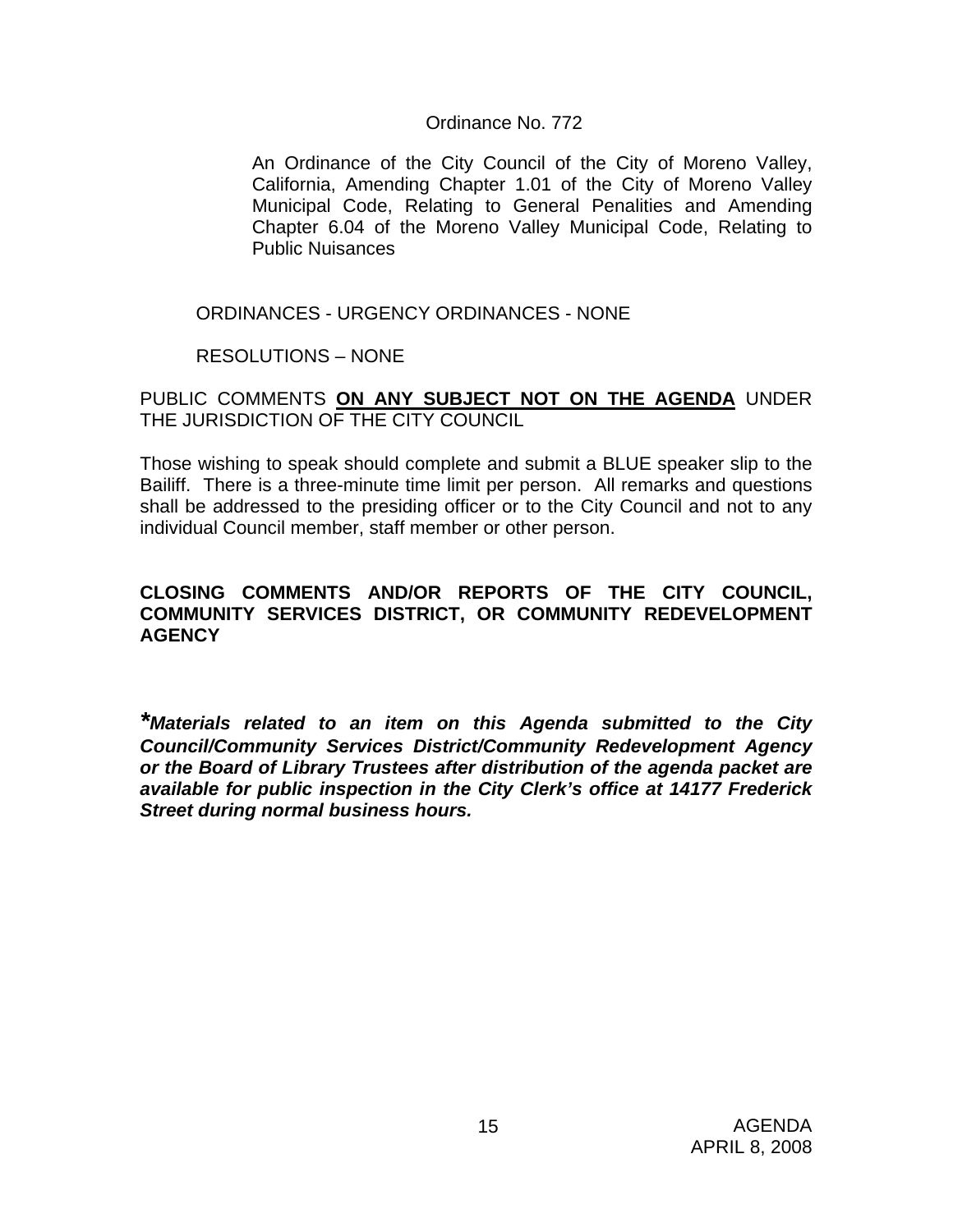Ordinance No. 772

An Ordinance of the City Council of the City of Moreno Valley, California, Amending Chapter 1.01 of the City of Moreno Valley Municipal Code, Relating to General Penalities and Amending Chapter 6.04 of the Moreno Valley Municipal Code, Relating to Public Nuisances

ORDINANCES - URGENCY ORDINANCES - NONE

RESOLUTIONS – NONE

PUBLIC COMMENTS **ON ANY SUBJECT NOT ON THE AGENDA** UNDER THE JURISDICTION OF THE CITY COUNCIL

Those wishing to speak should complete and submit a BLUE speaker slip to the Bailiff. There is a three-minute time limit per person. All remarks and questions shall be addressed to the presiding officer or to the City Council and not to any individual Council member, staff member or other person.

**CLOSING COMMENTS AND/OR REPORTS OF THE CITY COUNCIL, COMMUNITY SERVICES DISTRICT, OR COMMUNITY REDEVELOPMENT AGENCY**

***Materials related to an item on this Agenda submitted to the City Council/Community Services District/Community Redevelopment Agency or the Board of Library Trustees after distribution of the agenda packet are available for public inspection in the City Clerk's office at 14177 Frederick Street during normal business hours.***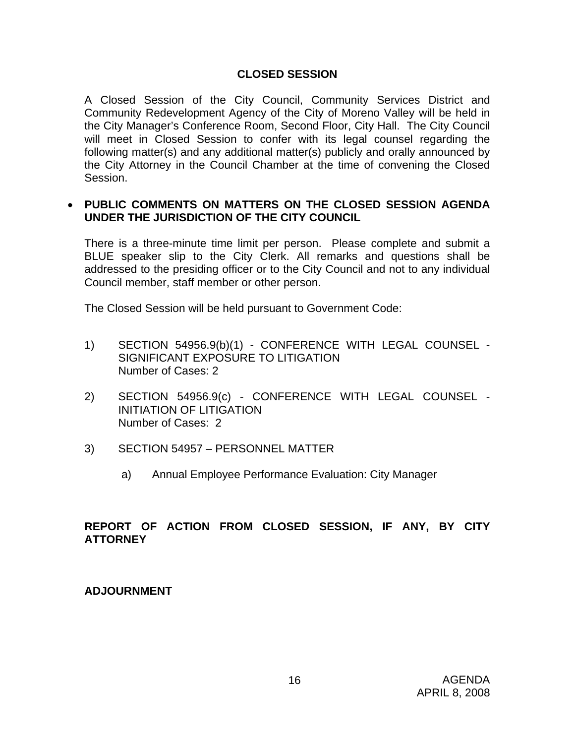## CLOSED SESSION

A Closed Session of the City Council, Community Services District and Community Redevelopment Agency of the City of Moreno Valley will be held in the City Manager's Conference Room, Second Floor, City Hall. The City Council will meet in Closed Session to confer with its legal counsel regarding the following matter(s) and any additional matter(s) publicly and orally announced by the City Attorney in the Council Chamber at the time of convening the Closed Session.

- **PUBLIC COMMENTS ON MATTERS ON THE CLOSED SESSION AGENDA UNDER THE JURISDICTION OF THE CITY COUNCIL**

  There is a three-minute time limit per person. Please complete and submit a BLUE speaker slip to the City Clerk. All remarks and questions shall be addressed to the presiding officer or to the City Council and not to any individual Council member, staff member or other person.

  The Closed Session will be held pursuant to Government Code:

  1) SECTION 54956.9(b)(1) - CONFERENCE WITH LEGAL COUNSEL - SIGNIFICANT EXPOSURE TO LITIGATION
     Number of Cases: 2

  2) SECTION 54956.9(c) - CONFERENCE WITH LEGAL COUNSEL - INITIATION OF LITIGATION
     Number of Cases: 2

  3) SECTION 54957 – PERSONNEL MATTER

     a) Annual Employee Performance Evaluation: City Manager

**REPORT OF ACTION FROM CLOSED SESSION, IF ANY, BY CITY ATTORNEY**

**ADJOURNMENT**